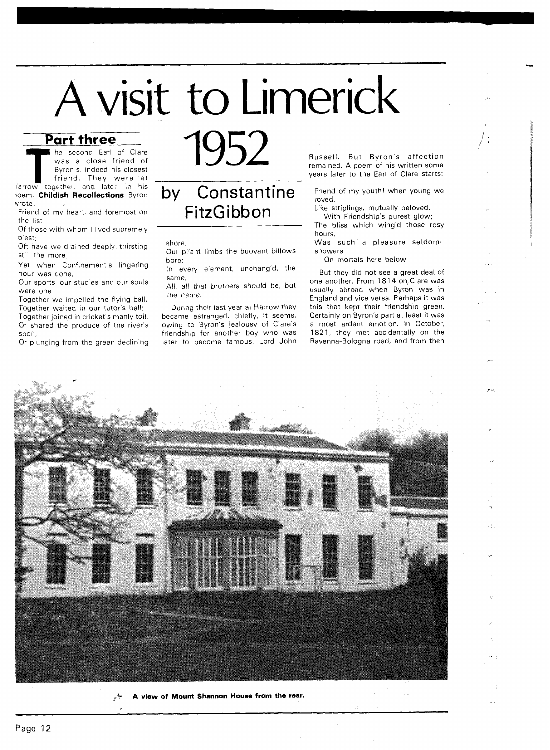# A visit to Limerick 1952

## Part three

**by Constantine FitzGibbon**

The second Earl of Clare was a close friend of Byron's, indeed his closest friend. They were at Harrow together, and later, in his poem, **Childish Recollections** Byron wrote:

> Friend of my heart, and foremost on the list
> Of those with whom I lived supremely blest;
> Oft have we drained deeply, thirsting still the more;
> Yet when Confinement's lingering hour was done,
> Our sports, our studies and our souls were one:
> Together we impelled the flying ball,
> Together waited in our tutor's hall;
> Together joined in cricket's manly toil,
> Or shared the produce of the river's spoil;
> Or plunging from the green declining shore,
> Our pliant limbs the buoyant billows bore:
> In every element, unchang'd, the same,
> All, all that brothers should be, but *the name*.

During their last year at Harrow they became estranged, chiefly, it seems, owing to Byron's jealousy of Clare's friendship for another boy who was later to become famous, Lord John Russell. But Byron's affection remained. A poem of his written some years later to the Earl of Clare starts:

> Friend of my youth! when young we roved,
> Like striplings, mutually beloved.
> With Friendship's purest glow;
> The bliss which wing'd those rosy hours,
> Was such a pleasure seldom showers
> On mortals here below.

But they did not see a great deal of one another. From 1814 on, Clare was usually abroad when Byron was in England and vice versa. Perhaps it was this that kept their friendship green. Certainly on Byron's part at least it was a most ardent emotion. In October, 1821, they met accidentally on the Ravenna-Bologna road, and from then

**A view of Mount Shannon House from the rear.**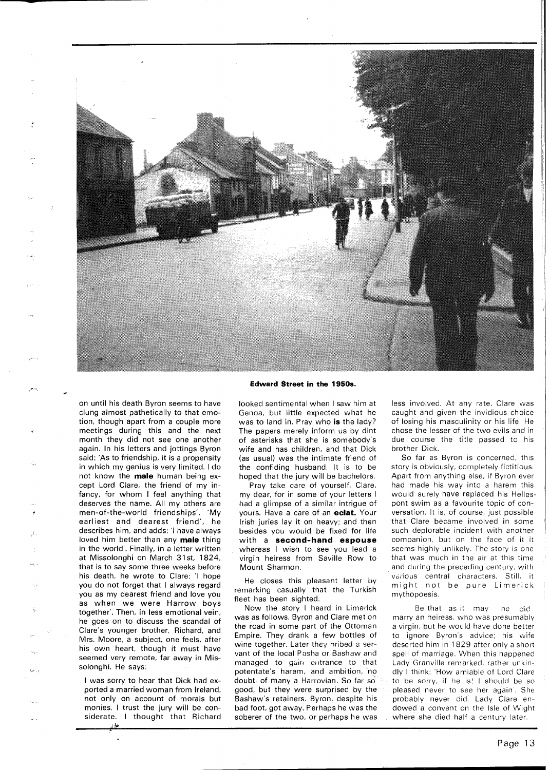**Edward Street in the 1950s.**

on until his death Byron seems to have clung almost pathetically to that emotion, though apart from a couple more meetings during this and the next month they did not see one another again. In his letters and jottings Byron said: 'As to friendship, it is a propensity in which my genius is very limited. I do not know the **male** human being except Lord Clare, the friend of my infancy, for whom I feel anything that deserves the name. All my others are men-of-the-world friendships'. 'My earliest and dearest friend', he describes him, and adds: 'I have always loved him better than any **male** thing in the world'. Finally, in a letter written at Missolonghi on March 31st, 1824, that is to say some three weeks before his death, he wrote to Clare: 'I hope you do not forget that I always regard you as my dearest friend and love you as when we were Harrow boys together'. Then, in less emotional vein, he goes on to discuss the scandal of Clare's younger brother, Richard, and Mrs. Moore, a subject, one feels, after his own heart, though it must have seemed very remote, far away in Missolonghi. He says:

I was sorry to hear that Dick had exported a married woman from Ireland, not only on account of morals but monies. I trust the jury will be considerate. I thought that Richard looked sentimental when I saw him at Genoa, but little expected what he was to land in. Pray who **is** the lady? The papers merely inform us by dint of asterisks that she is somebody's wife and has children, and that Dick (as usual) was the intimate friend of the confiding husband. It is to be hoped that the jury will be bachelors.

Pray take care of yourself, Clare, my dear, for in some of your letters I had a glimpse of a similar intrigue of yours. Have a care of an **eclat.** Your Irish juries lay it on heavy; and then besides you would be fixed for life with a **second-hand espouse** whereas I wish to see you lead a virgin heiress from Saville Row to Mount Shannon.

He closes this pleasant letter by remarking casually that the Turkish fleet has been sighted.

Now the story I heard in Limerick was as follows. Byron and Clare met on the road in some part of the Ottoman Empire. They drank a few bottles of wine together. Later they bribed a servant of the local Pasha or Bashaw and managed to gain entrance to that potentate's harem, and ambition, no doubt, of many a Harrovian. So far so good, but they were surprised by the Bashaw's retainers. Byron, despite his bad foot, got away. Perhaps he was the soberer of the two, or perhaps he was less involved. At any rate, Clare was caught and given the invidious choice of losing his masculinity or his life. He chose the lesser of the two evils and in due course the title passed to his brother Dick.

So far as Byron is concerned, this story is obviously, completely fictitious. Apart from anything else, if Byron ever had made his way into a harem this would surely have replaced his Hellespont swim as a favourite topic of conversation. It is, of course, just possible that Clare became involved in some such deplorable incident with another companion, but on the face of it it seems highly unlikely. The story is one that was much in the air at this time and during the preceding century, with various central characters. Still, it might not be pure Limerick mythopoesis.

Be that as it may, he did marry an heiress, who was presumably a virgin, but he would have done better to ignore Byron's advice; his wife deserted him in 1829 after only a short spell of marriage. When this happened Lady Granville remarked, rather unkindly I think: 'How amiable of Lord Clare to be sorry, if he is! I should be so pleased never to see her again'. She probably never did. Lady Clare endowed a convent on the Isle of Wight where she died half a century later.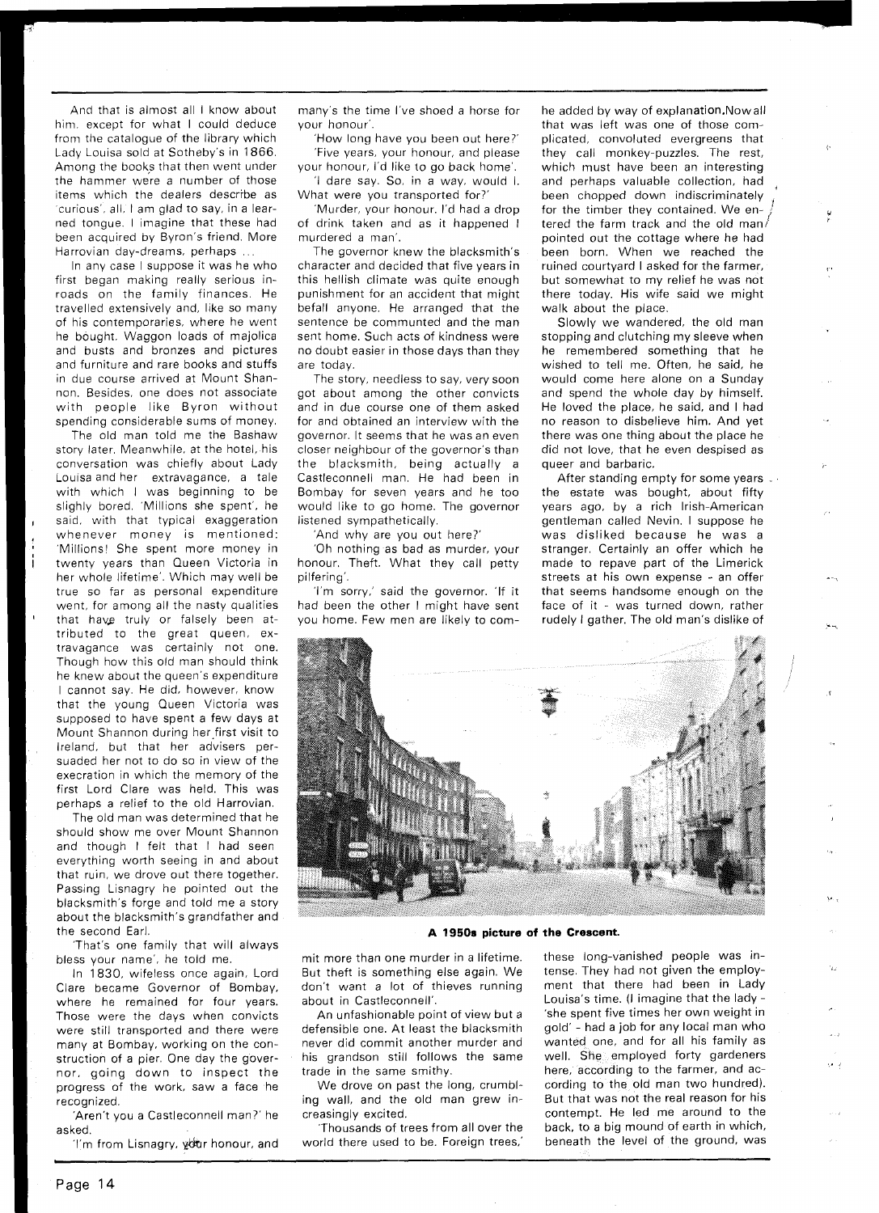And that is almost all I know about him, except for what I could deduce from the catalogue of the library which Lady Louisa sold at Sotheby's in 1866. Among the books that then went under the hammer were a number of those items which the dealers describe as 'curious', all, I am glad to say, in a learned tongue. I imagine that these had been acquired by Byron's friend. More Harrovian day-dreams, perhaps ...

In any case I suppose it was he who first began making really serious inroads on the family finances. He travelled extensively and, like so many of his contemporaries, where he went he bought. Waggon loads of majolica and busts and bronzes and pictures and furniture and rare books and stuffs in due course arrived at Mount Shannon. Besides, one does not associate with people like Byron without spending considerable sums of money.

The old man told me the Bashaw story later. Meanwhile, at the hotel, his conversation was chiefly about Lady Louisa and her extravagance, a tale with which I was beginning to be slighly bored. 'Millions she spent', he said, with that typical exaggeration whenever money is mentioned: 'Millions! She spent more money in twenty years than Queen Victoria in her whole lifetime'. Which may well be true so far as personal expenditure went, for among all the nasty qualities that have truly or falsely been attributed to the great queen, extravagance was certainly not one. Though how this old man should think he knew about the queen's expenditure I cannot say. He did, however, know that the young Queen Victoria was supposed to have spent a few days at Mount Shannon during her first visit to Ireland, but that her advisers persuaded her not to do so in view of the execration in which the memory of the first Lord Clare was held. This was perhaps a relief to the old Harrovian.

The old man was determined that he should show me over Mount Shannon and though I felt that I had seen everything worth seeing in and about that ruin, we drove out there together. Passing Lisnagry he pointed out the blacksmith's forge and told me a story about the blacksmith's grandfather and the second Earl.

'That's one family that will always bless your name', he told me.

In 1830, wifeless once again, Lord Clare became Governor of Bombay, where he remained for four years. Those were the days when convicts were still transported and there were many at Bombay, working on the construction of a pier. One day the governor, going down to inspect the progress of the work, saw a face he recognized.

'Aren't you a Castleconnell man?' he asked.

'I'm from Lisnagry, your honour, and many's the time I've shoed a horse for your honour'.

'How long have you been out here?'

'Five years, your honour, and please your honour, I'd like to go back home'.

'I dare say. So, in a way, would I. What were you transported for?'

'Murder, your honour. I'd had a drop of drink taken and as it happened I murdered a man'.

The governor knew the blacksmith's character and decided that five years in this hellish climate was quite enough punishment for an accident that might befall anyone. He arranged that the sentence be communted and the man sent home. Such acts of kindness were no doubt easier in those days than they are today.

The story, needless to say, very soon got about among the other convicts and in due course one of them asked for and obtained an interview with the governor. It seems that he was an even closer neighbour of the governor's than the blacksmith, being actually a Castleconnell man. He had been in Bombay for seven years and he too would like to go home. The governor listened sympathetically.

'And why are you out here?'

'Oh nothing as bad as murder, your honour. Theft. What they call petty pilfering'.

'I'm sorry,' said the governor. 'If it had been the other I might have sent you home. Few men are likely to commit more than one murder in a lifetime. But theft is something else again. We don't want a lot of thieves running about in Castleconnell'.

An unfashionable point of view but a defensible one. At least the blacksmith never did commit another murder and his grandson still follows the same trade in the same smithy.

We drove on past the long, crumbling wall, and the old man grew increasingly excited.

'Thousands of trees from all over the world there used to be. Foreign trees,' he added by way of explanation. Now all that was left was one of those complicated, convoluted evergreens that they call monkey-puzzles. The rest, which must have been an interesting and perhaps valuable collection, had been chopped down indiscriminately for the timber they contained. We entered the farm track and the old man pointed out the cottage where he had been born. When we reached the ruined courtyard I asked for the farmer, but somewhat to my relief he was not there today. His wife said we might walk about the place.

Slowly we wandered, the old man stopping and clutching my sleeve when he remembered something that he wished to tell me. Often, he said, he would come here alone on a Sunday and spend the whole day by himself. He loved the place, he said, and I had no reason to disbelieve him. And yet there was one thing about the place he did not love, that he even despised as queer and barbaric.

After standing empty for some years the estate was bought, about fifty years ago, by a rich Irish-American gentleman called Nevin. I suppose he was disliked because he was a stranger. Certainly an offer which he made to repave part of the Limerick streets at his own expense - an offer that seems handsome enough on the face of it - was turned down, rather rudely I gather. The old man's dislike of these long-vanished people was intense. They had not given the employment that there had been in Lady Louisa's time. (I imagine that the lady - 'she spent five times her own weight in gold' - had a job for any local man who wanted one, and for all his family as well. She employed forty gardeners here, according to the farmer, and according to the old man two hundred). But that was not the real reason for his contempt. He led me around to the back, to a big mound of earth in which, beneath the level of the ground, was

**A 1950s picture of the Crescent.**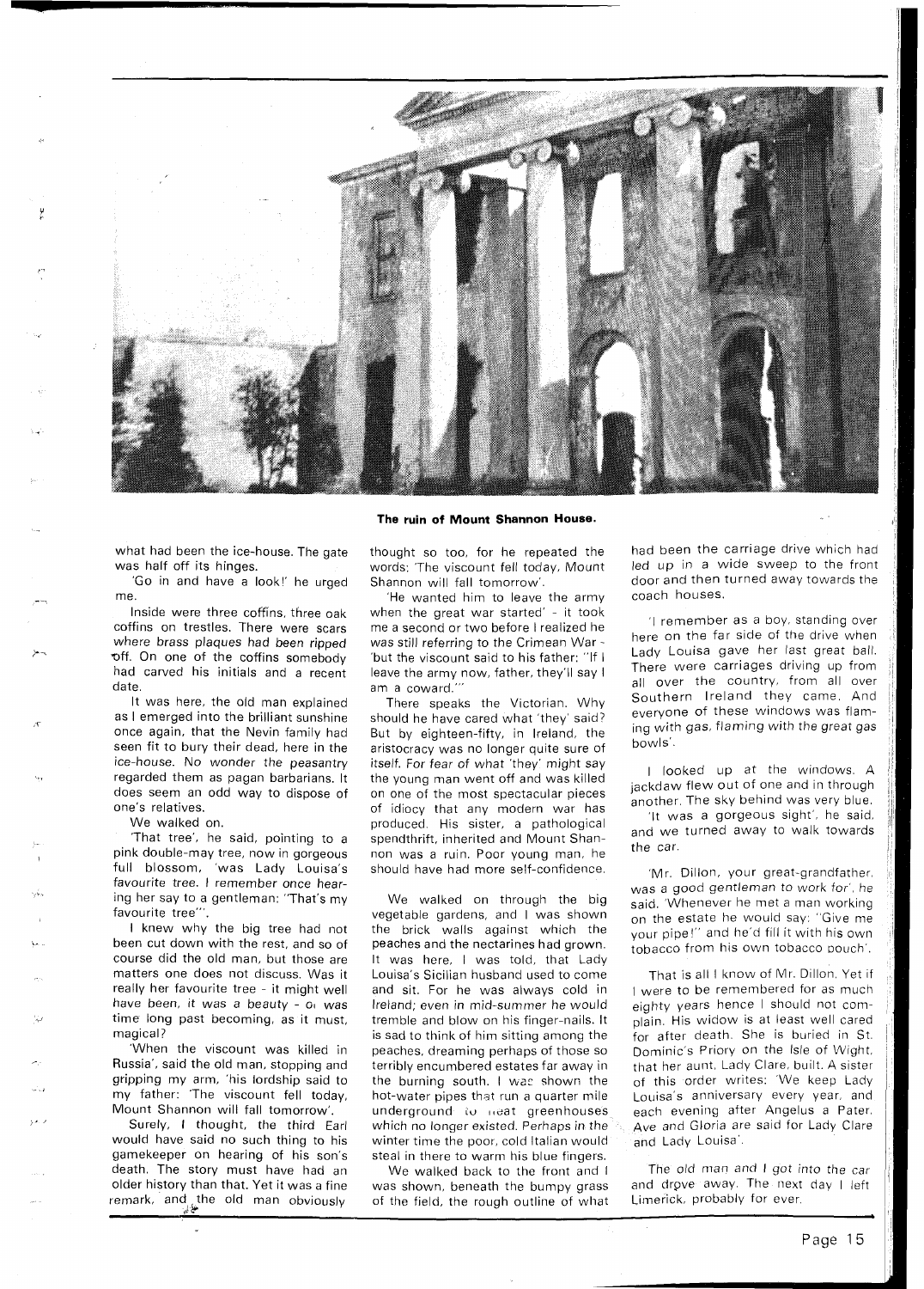**The ruin of Mount Shannon House.**

what had been the ice-house. The gate was half off its hinges.

'Go in and have a look!' he urged me.

Inside were three coffins, three oak coffins on trestles. There were scars where brass plaques had been ripped off. On one of the coffins somebody had carved his initials and a recent date.

It was here, the old man explained as I emerged into the brilliant sunshine once again, that the Nevin family had seen fit to bury their dead, here in the ice-house. No wonder the peasantry regarded them as pagan barbarians. It does seem an odd way to dispose of one's relatives.

We walked on.

'That tree', he said, pointing to a pink double-may tree, now in gorgeous full blossom, 'was Lady Louisa's favourite tree. I remember once hearing her say to a gentleman: "That's my favourite tree"'.

I knew why the big tree had not been cut down with the rest, and so of course did the old man, but those are matters one does not discuss. Was it really her favourite tree - it might well have been, it was a beauty - or was time long past becoming, as it must, magical?

'When the viscount was killed in Russia', said the old man, stopping and gripping my arm, 'his lordship said to my father: 'The viscount fell today, Mount Shannon will fall tomorrow'.

Surely, I thought, the third Earl would have said no such thing to his gamekeeper on hearing of his son's death. The story must have had an older history than that. Yet it was a fine remark, and the old man obviously thought so too, for he repeated the words: 'The viscount fell today, Mount Shannon will fall tomorrow'.

'He wanted him to leave the army when the great war started' - it took me a second or two before I realized he was still referring to the Crimean War - 'but the viscount said to his father: "If I leave the army now, father, they'll say I am a coward."'

There speaks the Victorian. Why should he have cared what 'they' said? But by eighteen-fifty, in Ireland, the aristocracy was no longer quite sure of itself. For fear of what 'they' might say the young man went off and was killed on one of the most spectacular pieces of idiocy that any modern war has produced. His sister, a pathological spendthrift, inherited and Mount Shannon was a ruin. Poor young man, he should have had more self-confidence.

We walked on through the big vegetable gardens, and I was shown the brick walls against which the peaches and the nectarines had grown. It was here, I was told, that Lady Louisa's Sicilian husband used to come and sit. For he was always cold in Ireland; even in mid-summer he would tremble and blow on his finger-nails. It is sad to think of him sitting among the peaches, dreaming perhaps of those so terribly encumbered estates far away in the burning south. I was shown the hot-water pipes that run a quarter mile underground to heat greenhouses which no longer existed. Perhaps in the winter time the poor, cold Italian would steal in there to warm his blue fingers.

We walked back to the front and I was shown, beneath the bumpy grass of the field, the rough outline of what had been the carriage drive which had led up in a wide sweep to the front door and then turned away towards the coach houses.

'I remember as a boy, standing over here on the far side of the drive when Lady Louisa gave her last great ball. There were carriages driving up from all over the country, from all over Southern Ireland they came. And everyone of these windows was flaming with gas, flaming with the great gas bowls'.

I looked up at the windows. A jackdaw flew out of one and in through another. The sky behind was very blue.

'It was a gorgeous sight', he said, and we turned away to walk towards the car.

'Mr. Dillon, your great-grandfather, was a good gentleman to work for', he said. 'Whenever he met a man working on the estate he would say: "Give me your pipe!" and he'd fill it with his own tobacco from his own tobacco pouch'.

That is all I know of Mr. Dillon. Yet if I were to be remembered for as much eighty years hence I should not complain. His widow is at least well cared for after death. She is buried in St. Dominic's Priory on the Isle of Wight, that her aunt, Lady Clare, built. A sister of this order writes: 'We keep Lady Louisa's anniversary every year, and each evening after Angelus a Pater, Ave and Gloria are said for Lady Clare and Lady Louisa'.

The old man and I got into the car and drove away. The next day I left Limerick, probably for ever.